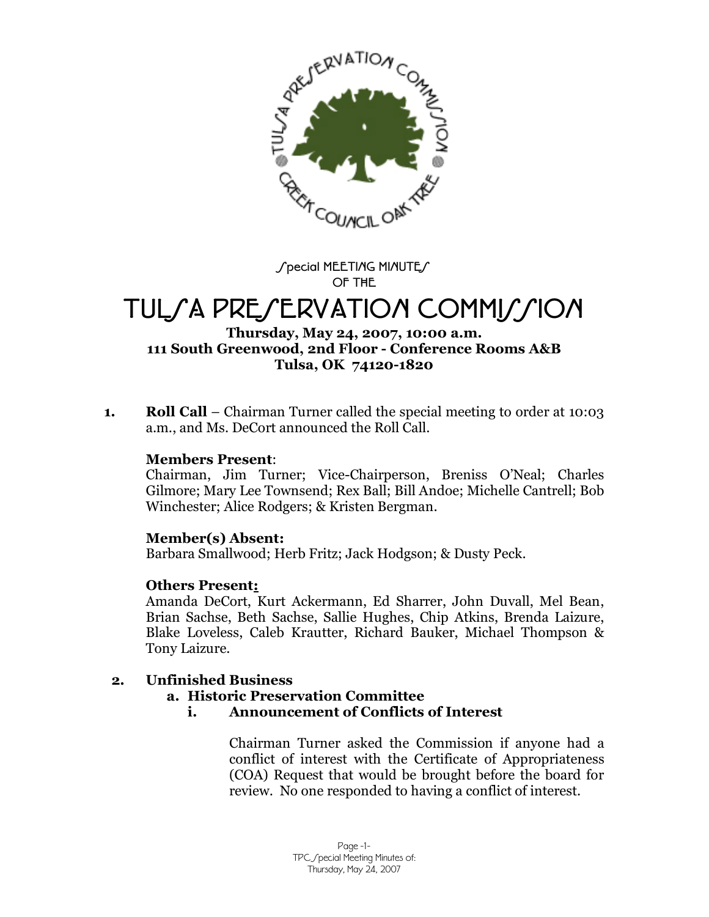Special MEETING MINUTES
OF THE

# TULSA PRESERVATION COMMISSION

**Thursday, May 24, 2007, 10:00 a.m.**
**111 South Greenwood, 2nd Floor - Conference Rooms A&B**
**Tulsa, OK 74120-1820**

1. **Roll Call** – Chairman Turner called the special meeting to order at 10:03 a.m., and Ms. DeCort announced the Roll Call.

   **Members Present**:
   Chairman, Jim Turner; Vice-Chairperson, Breniss O'Neal; Charles Gilmore; Mary Lee Townsend; Rex Ball; Bill Andoe; Michelle Cantrell; Bob Winchester; Alice Rodgers; & Kristen Bergman.

   **Member(s) Absent:**
   Barbara Smallwood; Herb Fritz; Jack Hodgson; & Dusty Peck.

   **Others Present:**
   Amanda DeCort, Kurt Ackermann, Ed Sharrer, John Duvall, Mel Bean, Brian Sachse, Beth Sachse, Sallie Hughes, Chip Atkins, Brenda Laizure, Blake Loveless, Caleb Krautter, Richard Bauker, Michael Thompson & Tony Laizure.

2. **Unfinished Business**
   - **a. Historic Preservation Committee**
     - **i. Announcement of Conflicts of Interest**

       Chairman Turner asked the Commission if anyone had a conflict of interest with the Certificate of Appropriateness (COA) Request that would be brought before the board for review. No one responded to having a conflict of interest.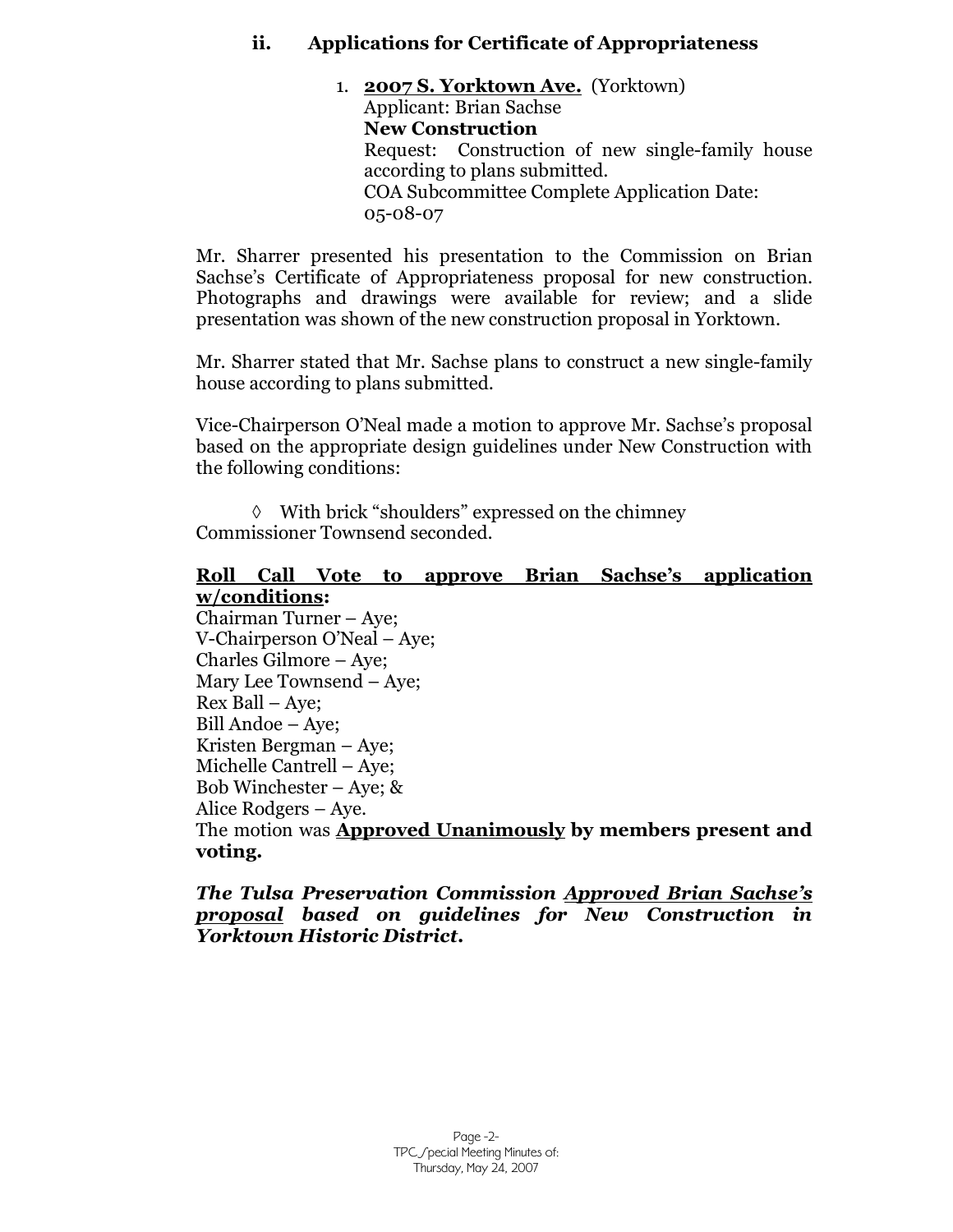### ii. Applications for Certificate of Appropriateness

1. **2007 S. Yorktown Ave.** (Yorktown)
   Applicant: Brian Sachse
   **New Construction**
   Request: Construction of new single-family house according to plans submitted.
   COA Subcommittee Complete Application Date: 05-08-07

Mr. Sharrer presented his presentation to the Commission on Brian Sachse's Certificate of Appropriateness proposal for new construction. Photographs and drawings were available for review; and a slide presentation was shown of the new construction proposal in Yorktown.

Mr. Sharrer stated that Mr. Sachse plans to construct a new single-family house according to plans submitted.

Vice-Chairperson O'Neal made a motion to approve Mr. Sachse's proposal based on the appropriate design guidelines under New Construction with the following conditions:

◊ With brick "shoulders" expressed on the chimney

Commissioner Townsend seconded.

**Roll Call Vote to approve Brian Sachse's application w/conditions:**

Chairman Turner – Aye;
V-Chairperson O'Neal – Aye;
Charles Gilmore – Aye;
Mary Lee Townsend – Aye;
Rex Ball – Aye;
Bill Andoe – Aye;
Kristen Bergman – Aye;
Michelle Cantrell – Aye;
Bob Winchester – Aye; &
Alice Rodgers – Aye.

The motion was **Approved Unanimously by members present and voting.**

***The Tulsa Preservation Commission Approved Brian Sachse's proposal based on guidelines for New Construction in Yorktown Historic District.***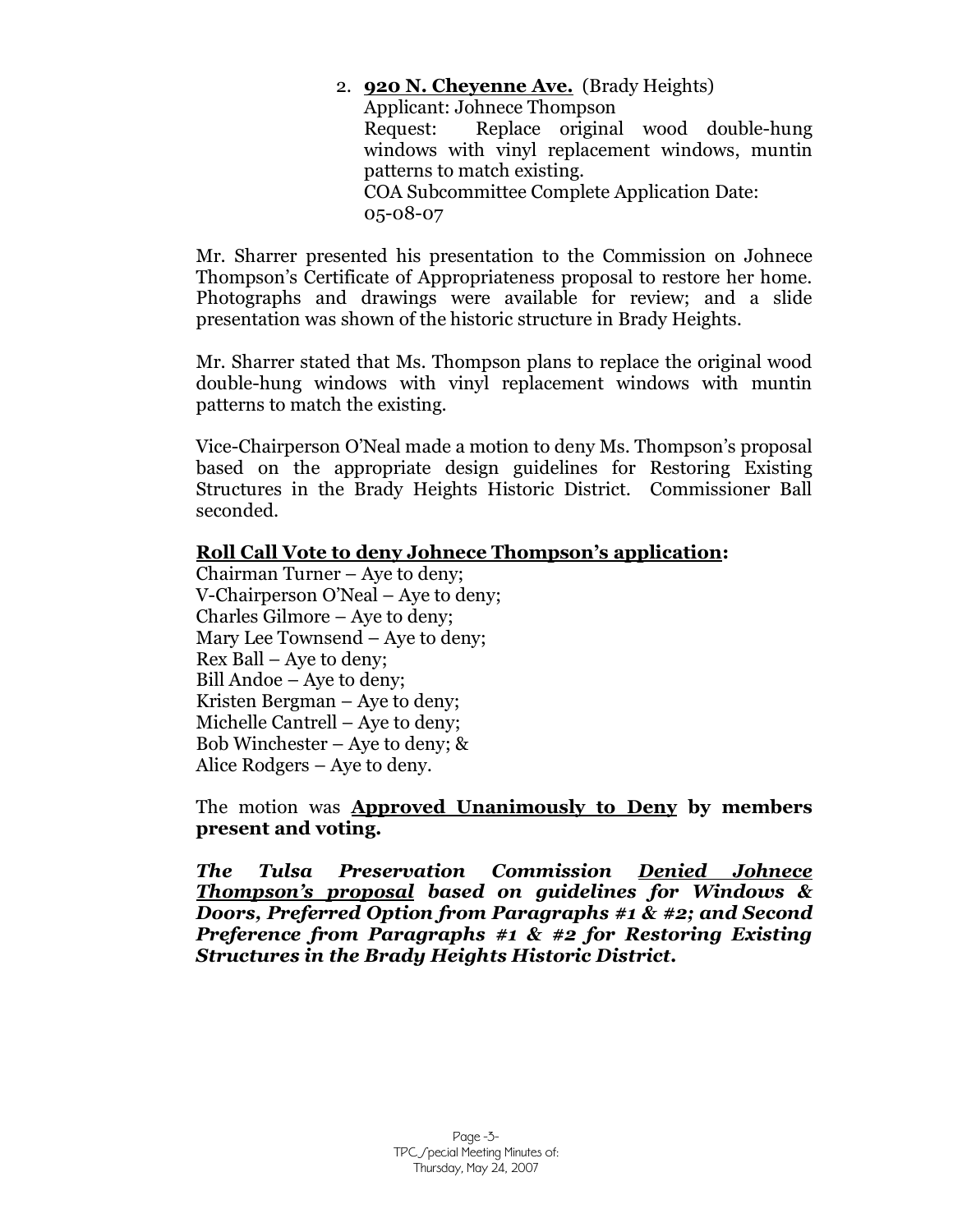2. **920 N. Cheyenne Ave.** (Brady Heights)
   Applicant: Johnece Thompson
   Request: Replace original wood double-hung windows with vinyl replacement windows, muntin patterns to match existing.
   COA Subcommittee Complete Application Date: 05-08-07

Mr. Sharrer presented his presentation to the Commission on Johnece Thompson's Certificate of Appropriateness proposal to restore her home. Photographs and drawings were available for review; and a slide presentation was shown of the historic structure in Brady Heights.

Mr. Sharrer stated that Ms. Thompson plans to replace the original wood double-hung windows with vinyl replacement windows with muntin patterns to match the existing.

Vice-Chairperson O'Neal made a motion to deny Ms. Thompson's proposal based on the appropriate design guidelines for Restoring Existing Structures in the Brady Heights Historic District. Commissioner Ball seconded.

**Roll Call Vote to deny Johnece Thompson's application:**

Chairman Turner – Aye to deny;
V-Chairperson O'Neal – Aye to deny;
Charles Gilmore – Aye to deny;
Mary Lee Townsend – Aye to deny;
Rex Ball – Aye to deny;
Bill Andoe – Aye to deny;
Kristen Bergman – Aye to deny;
Michelle Cantrell – Aye to deny;
Bob Winchester – Aye to deny; &
Alice Rodgers – Aye to deny.

The motion was **Approved Unanimously to Deny by members present and voting.**

***The Tulsa Preservation Commission Denied Johnece Thompson's proposal based on guidelines for Windows & Doors, Preferred Option from Paragraphs #1 & #2; and Second Preference from Paragraphs #1 & #2 for Restoring Existing Structures in the Brady Heights Historic District.***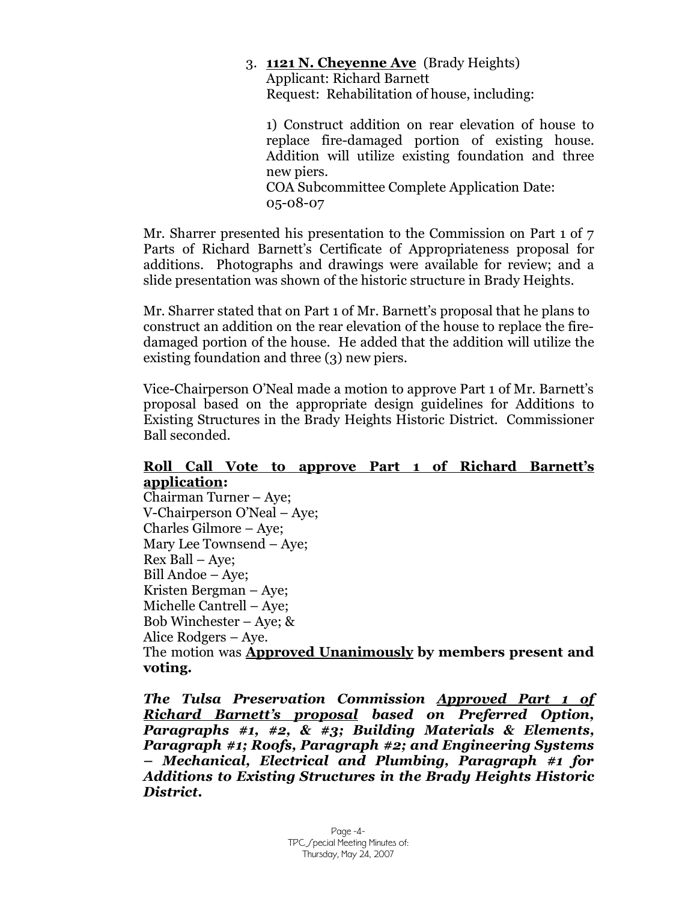3. **<u>1121 N. Cheyenne Ave</u>** (Brady Heights)
   Applicant: Richard Barnett
   Request: Rehabilitation of house, including:

   1) Construct addition on rear elevation of house to replace fire-damaged portion of existing house. Addition will utilize existing foundation and three new piers.
   COA Subcommittee Complete Application Date: 05-08-07

Mr. Sharrer presented his presentation to the Commission on Part 1 of 7 Parts of Richard Barnett's Certificate of Appropriateness proposal for additions. Photographs and drawings were available for review; and a slide presentation was shown of the historic structure in Brady Heights.

Mr. Sharrer stated that on Part 1 of Mr. Barnett's proposal that he plans to construct an addition on the rear elevation of the house to replace the fire-damaged portion of the house. He added that the addition will utilize the existing foundation and three (3) new piers.

Vice-Chairperson O'Neal made a motion to approve Part 1 of Mr. Barnett's proposal based on the appropriate design guidelines for Additions to Existing Structures in the Brady Heights Historic District. Commissioner Ball seconded.

**<u>Roll Call Vote to approve Part 1 of Richard Barnett's application</u>:**
Chairman Turner – Aye;
V-Chairperson O'Neal – Aye;
Charles Gilmore – Aye;
Mary Lee Townsend – Aye;
Rex Ball – Aye;
Bill Andoe – Aye;
Kristen Bergman – Aye;
Michelle Cantrell – Aye;
Bob Winchester – Aye; &
Alice Rodgers – Aye.
The motion was **<u>Approved Unanimously</u> by members present and voting.**

***The Tulsa Preservation Commission <u>Approved Part 1 of Richard Barnett's proposal</u> based on Preferred Option, Paragraphs #1, #2, & #3; Building Materials & Elements, Paragraph #1; Roofs, Paragraph #2; and Engineering Systems – Mechanical, Electrical and Plumbing, Paragraph #1 for Additions to Existing Structures in the Brady Heights Historic District.***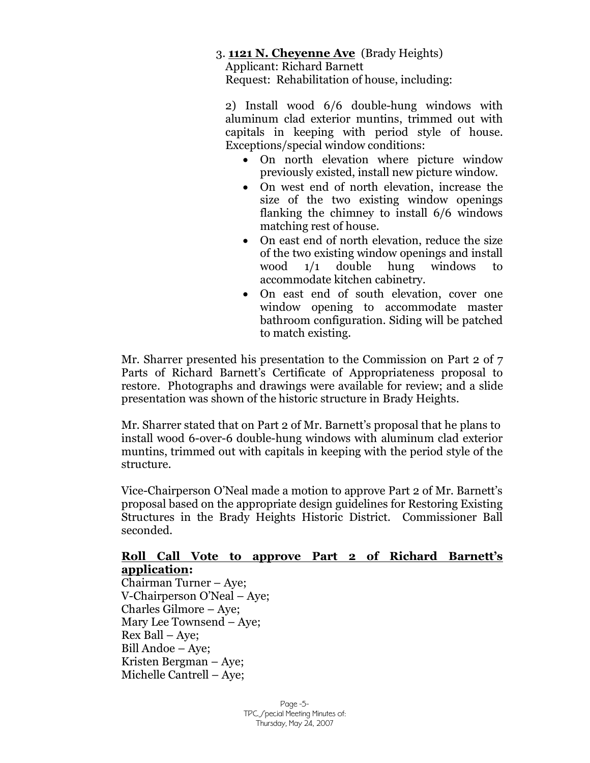3. **<u>1121 N. Cheyenne Ave</u>** (Brady Heights)
Applicant: Richard Barnett
Request: Rehabilitation of house, including:

2) Install wood 6/6 double-hung windows with aluminum clad exterior muntins, trimmed out with capitals in keeping with period style of house. Exceptions/special window conditions:

- On north elevation where picture window previously existed, install new picture window.
- On west end of north elevation, increase the size of the two existing window openings flanking the chimney to install 6/6 windows matching rest of house.
- On east end of north elevation, reduce the size of the two existing window openings and install wood 1/1 double hung windows to accommodate kitchen cabinetry.
- On east end of south elevation, cover one window opening to accommodate master bathroom configuration. Siding will be patched to match existing.

Mr. Sharrer presented his presentation to the Commission on Part 2 of 7 Parts of Richard Barnett's Certificate of Appropriateness proposal to restore. Photographs and drawings were available for review; and a slide presentation was shown of the historic structure in Brady Heights.

Mr. Sharrer stated that on Part 2 of Mr. Barnett's proposal that he plans to install wood 6-over-6 double-hung windows with aluminum clad exterior muntins, trimmed out with capitals in keeping with the period style of the structure.

Vice-Chairperson O'Neal made a motion to approve Part 2 of Mr. Barnett's proposal based on the appropriate design guidelines for Restoring Existing Structures in the Brady Heights Historic District. Commissioner Ball seconded.

**<u>Roll Call Vote to approve Part 2 of Richard Barnett's application:</u>**

Chairman Turner – Aye;
V-Chairperson O'Neal – Aye;
Charles Gilmore – Aye;
Mary Lee Townsend – Aye;
Rex Ball – Aye;
Bill Andoe – Aye;
Kristen Bergman – Aye;
Michelle Cantrell – Aye;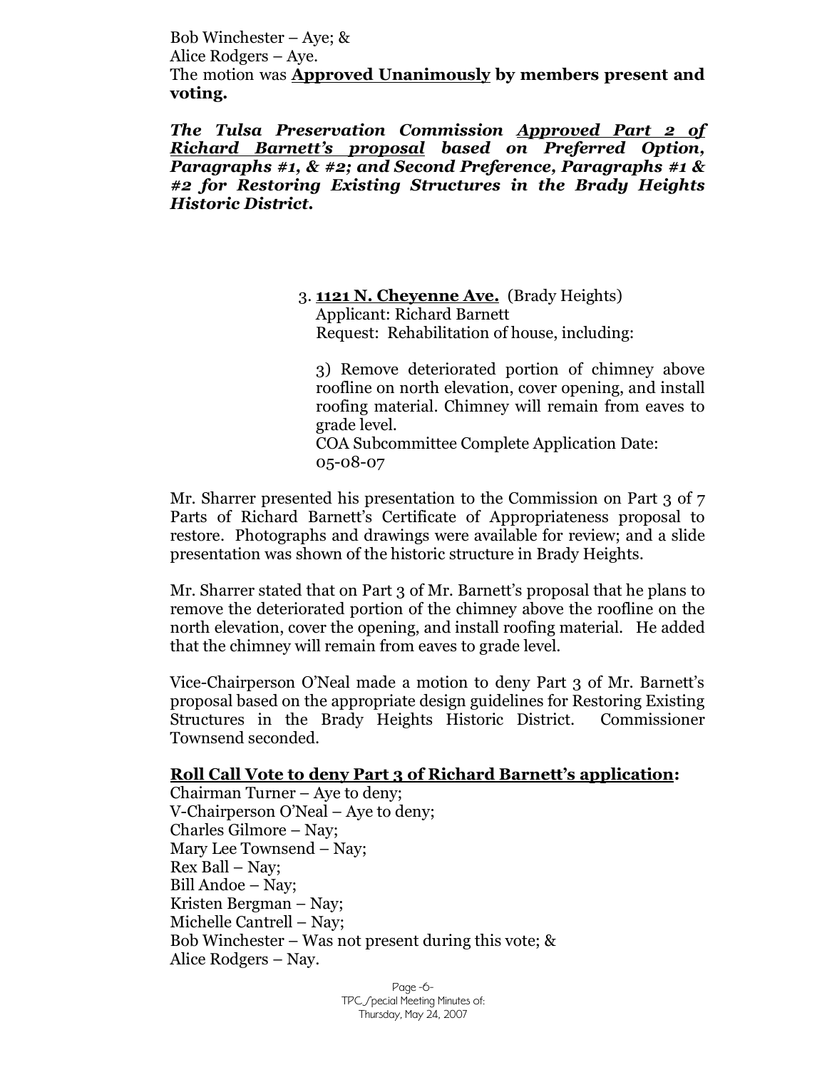Bob Winchester – Aye; &
Alice Rodgers – Aye.
The motion was **<u>Approved Unanimously</u> by members present and voting.**

***The Tulsa Preservation Commission <u>Approved Part 2 of Richard Barnett's proposal</u> based on Preferred Option, Paragraphs #1, & #2; and Second Preference, Paragraphs #1 & #2 for Restoring Existing Structures in the Brady Heights Historic District.***

3. **<u>1121 N. Cheyenne Ave.</u>** (Brady Heights)
Applicant: Richard Barnett
Request: Rehabilitation of house, including:

3) Remove deteriorated portion of chimney above roofline on north elevation, cover opening, and install roofing material. Chimney will remain from eaves to grade level.
COA Subcommittee Complete Application Date: 05-08-07

Mr. Sharrer presented his presentation to the Commission on Part 3 of 7 Parts of Richard Barnett's Certificate of Appropriateness proposal to restore. Photographs and drawings were available for review; and a slide presentation was shown of the historic structure in Brady Heights.

Mr. Sharrer stated that on Part 3 of Mr. Barnett's proposal that he plans to remove the deteriorated portion of the chimney above the roofline on the north elevation, cover the opening, and install roofing material. He added that the chimney will remain from eaves to grade level.

Vice-Chairperson O'Neal made a motion to deny Part 3 of Mr. Barnett's proposal based on the appropriate design guidelines for Restoring Existing Structures in the Brady Heights Historic District. Commissioner Townsend seconded.

**<u>Roll Call Vote to deny Part 3 of Richard Barnett's application</u>:**
Chairman Turner – Aye to deny;
V-Chairperson O'Neal – Aye to deny;
Charles Gilmore – Nay;
Mary Lee Townsend – Nay;
Rex Ball – Nay;
Bill Andoe – Nay;
Kristen Bergman – Nay;
Michelle Cantrell – Nay;
Bob Winchester – Was not present during this vote; &
Alice Rodgers – Nay.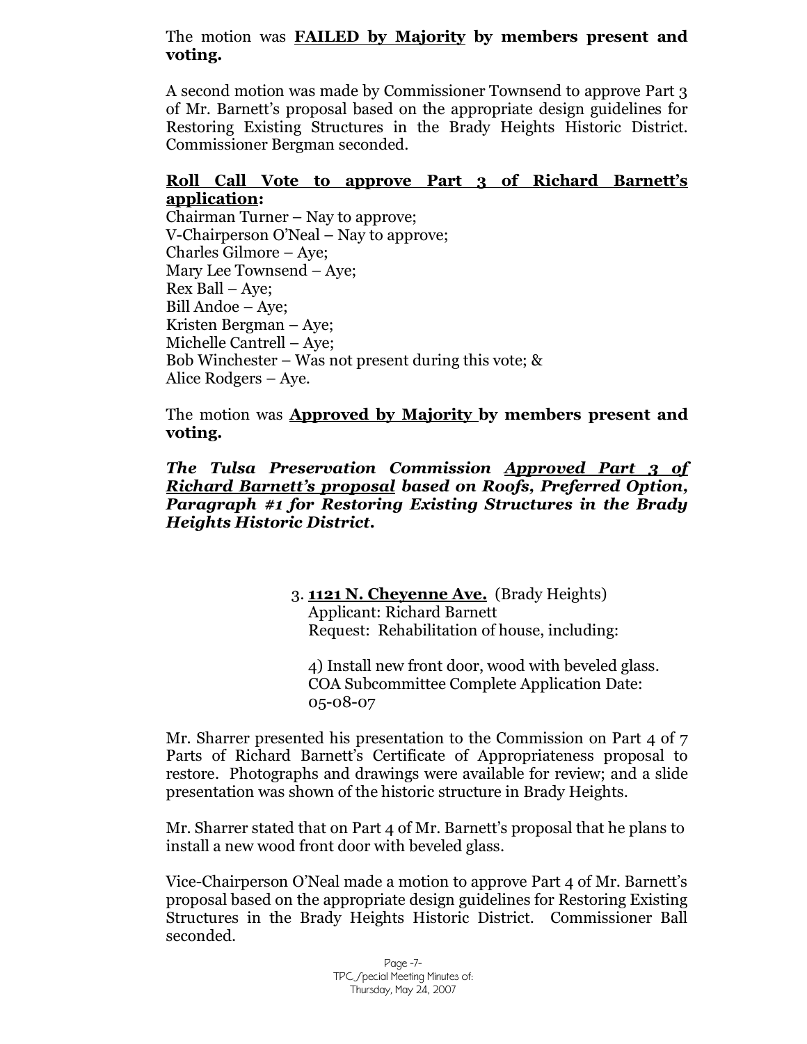The motion was **FAILED by Majority by members present and voting.**

A second motion was made by Commissioner Townsend to approve Part 3 of Mr. Barnett's proposal based on the appropriate design guidelines for Restoring Existing Structures in the Brady Heights Historic District. Commissioner Bergman seconded.

**Roll Call Vote to approve Part 3 of Richard Barnett's application:**

Chairman Turner – Nay to approve;
V-Chairperson O'Neal – Nay to approve;
Charles Gilmore – Aye;
Mary Lee Townsend – Aye;
Rex Ball – Aye;
Bill Andoe – Aye;
Kristen Bergman – Aye;
Michelle Cantrell – Aye;
Bob Winchester – Was not present during this vote; &
Alice Rodgers – Aye.

The motion was **Approved by Majority by members present and voting.**

***The Tulsa Preservation Commission Approved Part 3 of Richard Barnett's proposal based on Roofs, Preferred Option, Paragraph #1 for Restoring Existing Structures in the Brady Heights Historic District.***

3. **1121 N. Cheyenne Ave.** (Brady Heights)
   Applicant: Richard Barnett
   Request: Rehabilitation of house, including:

   4) Install new front door, wood with beveled glass.
   COA Subcommittee Complete Application Date: 05-08-07

Mr. Sharrer presented his presentation to the Commission on Part 4 of 7 Parts of Richard Barnett's Certificate of Appropriateness proposal to restore. Photographs and drawings were available for review; and a slide presentation was shown of the historic structure in Brady Heights.

Mr. Sharrer stated that on Part 4 of Mr. Barnett's proposal that he plans to install a new wood front door with beveled glass.

Vice-Chairperson O'Neal made a motion to approve Part 4 of Mr. Barnett's proposal based on the appropriate design guidelines for Restoring Existing Structures in the Brady Heights Historic District. Commissioner Ball seconded.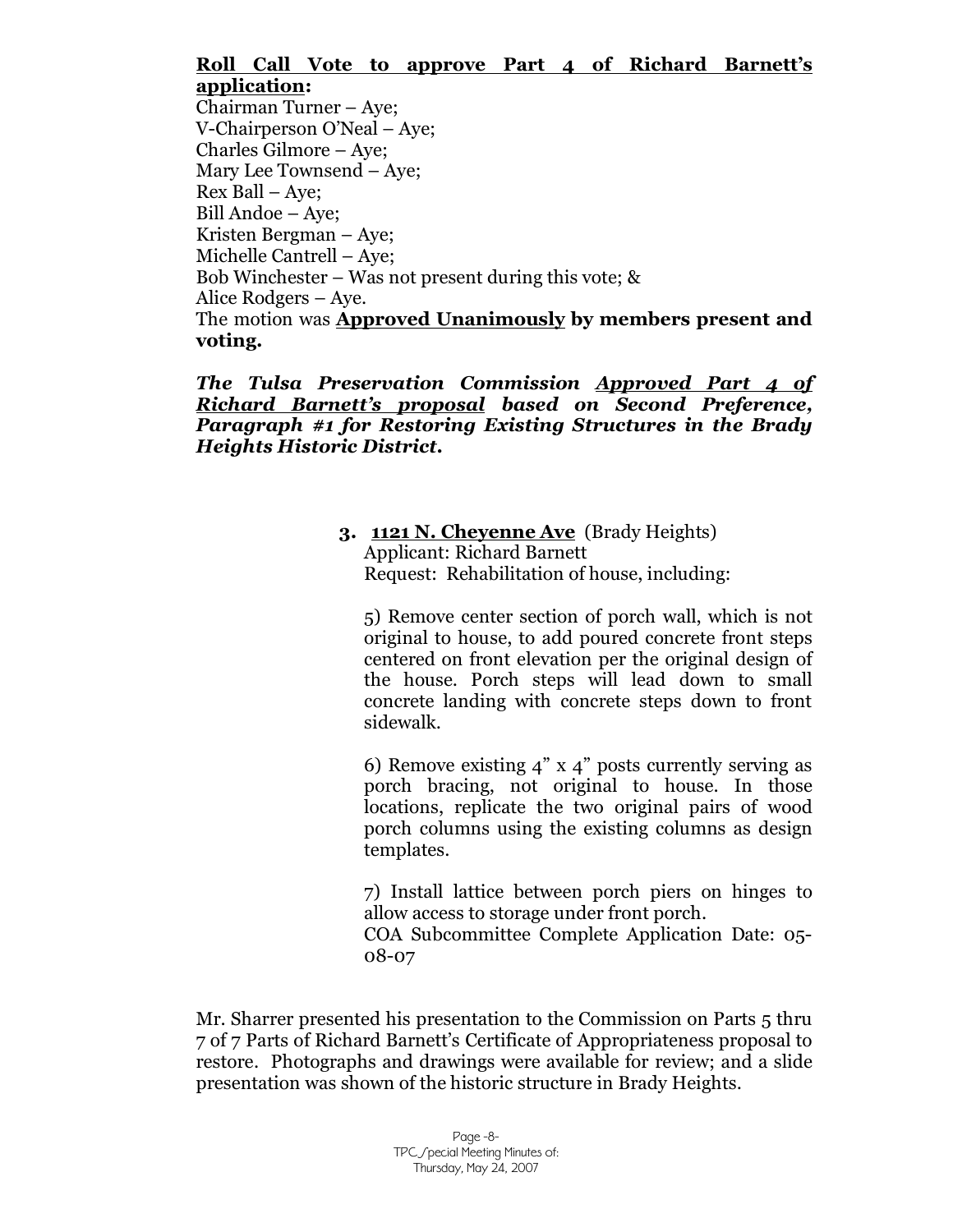**<u>Roll Call Vote to approve Part 4 of Richard Barnett's application</u>:**

Chairman Turner – Aye;
V-Chairperson O'Neal – Aye;
Charles Gilmore – Aye;
Mary Lee Townsend – Aye;
Rex Ball – Aye;
Bill Andoe – Aye;
Kristen Bergman – Aye;
Michelle Cantrell – Aye;
Bob Winchester – Was not present during this vote; &
Alice Rodgers – Aye.
The motion was **<u>Approved Unanimously</u> by members present and voting.**

***The Tulsa Preservation Commission <u>Approved Part 4 of Richard Barnett's proposal</u> based on Second Preference, Paragraph #1 for Restoring Existing Structures in the Brady Heights Historic District.***

**3. <u>1121 N. Cheyenne Ave</u>** (Brady Heights)
Applicant: Richard Barnett
Request: Rehabilitation of house, including:

5) Remove center section of porch wall, which is not original to house, to add poured concrete front steps centered on front elevation per the original design of the house. Porch steps will lead down to small concrete landing with concrete steps down to front sidewalk.

6) Remove existing 4" x 4" posts currently serving as porch bracing, not original to house. In those locations, replicate the two original pairs of wood porch columns using the existing columns as design templates.

7) Install lattice between porch piers on hinges to allow access to storage under front porch.
COA Subcommittee Complete Application Date: 05-08-07

Mr. Sharrer presented his presentation to the Commission on Parts 5 thru 7 of 7 Parts of Richard Barnett's Certificate of Appropriateness proposal to restore. Photographs and drawings were available for review; and a slide presentation was shown of the historic structure in Brady Heights.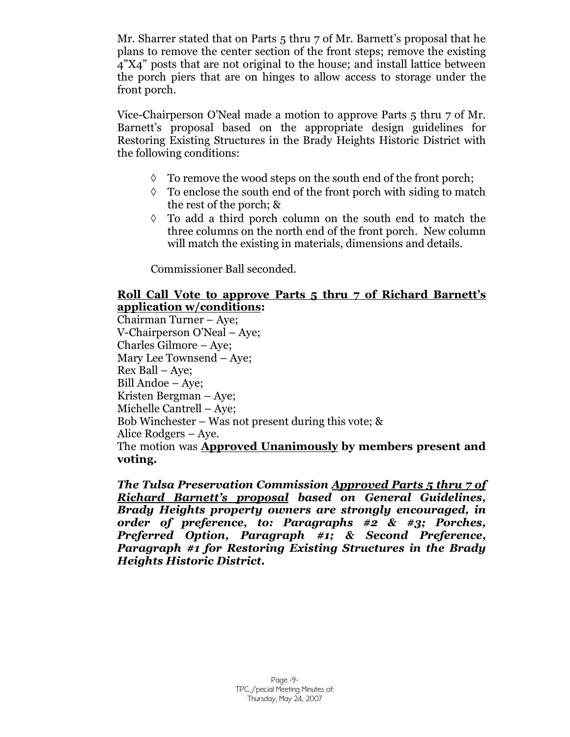Mr. Sharrer stated that on Parts 5 thru 7 of Mr. Barnett's proposal that he plans to remove the center section of the front steps; remove the existing 4"X4" posts that are not original to the house; and install lattice between the porch piers that are on hinges to allow access to storage under the front porch.

Vice-Chairperson O'Neal made a motion to approve Parts 5 thru 7 of Mr. Barnett's proposal based on the appropriate design guidelines for Restoring Existing Structures in the Brady Heights Historic District with the following conditions:

- ◊ To remove the wood steps on the south end of the front porch;
- ◊ To enclose the south end of the front porch with siding to match the rest of the porch; &
- ◊ To add a third porch column on the south end to match the three columns on the north end of the front porch. New column will match the existing in materials, dimensions and details.

Commissioner Ball seconded.

**<u>Roll Call Vote to approve Parts 5 thru 7 of Richard Barnett's application w/conditions</u>:**

Chairman Turner – Aye;
V-Chairperson O'Neal – Aye;
Charles Gilmore – Aye;
Mary Lee Townsend – Aye;
Rex Ball – Aye;
Bill Andoe – Aye;
Kristen Bergman – Aye;
Michelle Cantrell – Aye;
Bob Winchester – Was not present during this vote; &
Alice Rodgers – Aye.

The motion was **<u>Approved Unanimously</u> by members present and voting.**

***The Tulsa Preservation Commission <u>Approved Parts 5 thru 7 of Richard Barnett's proposal</u> based on General Guidelines, Brady Heights property owners are strongly encouraged, in order of preference, to: Paragraphs #2 & #3; Porches, Preferred Option, Paragraph #1; & Second Preference, Paragraph #1 for Restoring Existing Structures in the Brady Heights Historic District.***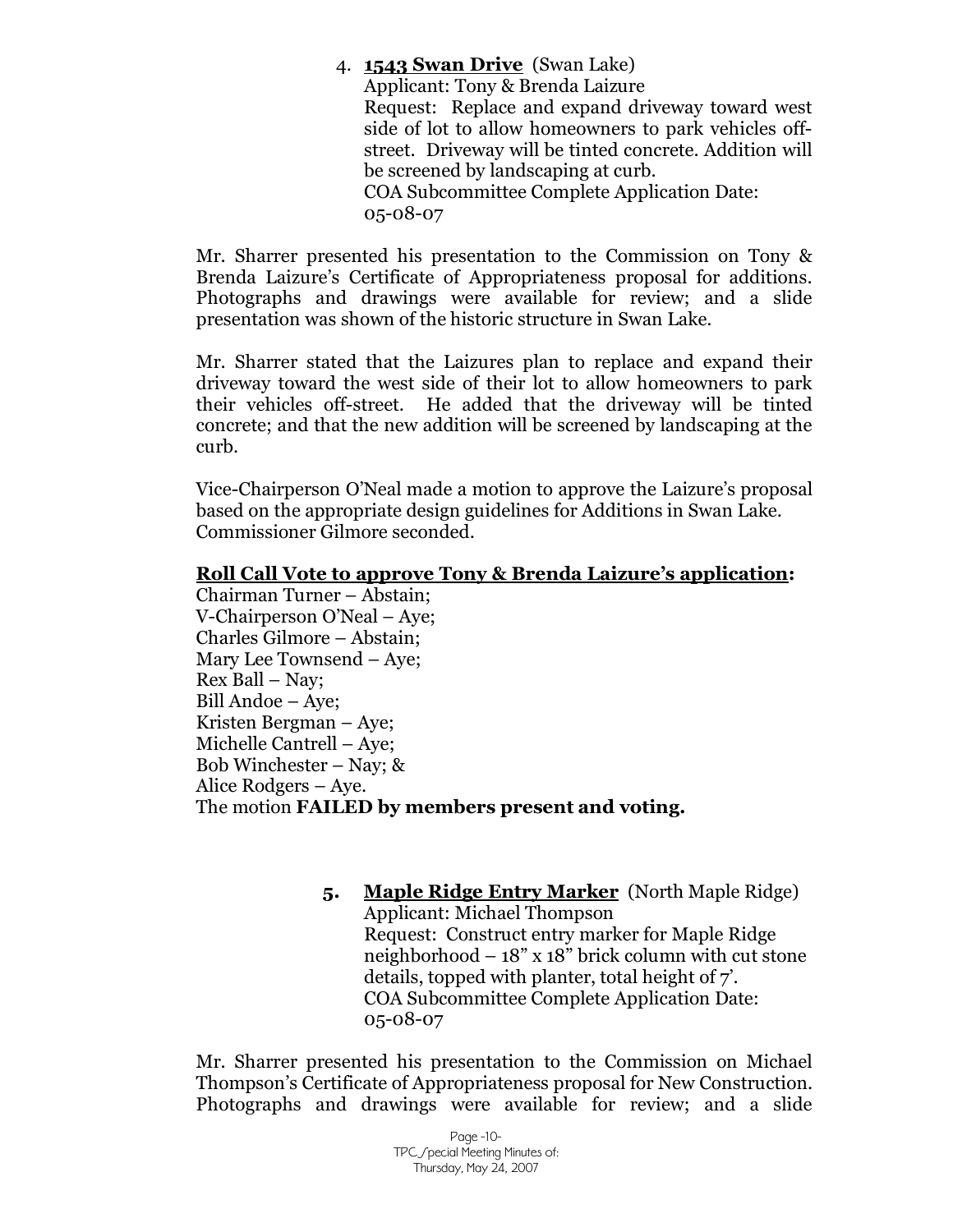4. **<u>1543 Swan Drive</u>** (Swan Lake)
   Applicant: Tony & Brenda Laizure
   Request: Replace and expand driveway toward west side of lot to allow homeowners to park vehicles off-street. Driveway will be tinted concrete. Addition will be screened by landscaping at curb.
   COA Subcommittee Complete Application Date: 05-08-07

Mr. Sharrer presented his presentation to the Commission on Tony & Brenda Laizure's Certificate of Appropriateness proposal for additions. Photographs and drawings were available for review; and a slide presentation was shown of the historic structure in Swan Lake.

Mr. Sharrer stated that the Laizures plan to replace and expand their driveway toward the west side of their lot to allow homeowners to park their vehicles off-street. He added that the driveway will be tinted concrete; and that the new addition will be screened by landscaping at the curb.

Vice-Chairperson O'Neal made a motion to approve the Laizure's proposal based on the appropriate design guidelines for Additions in Swan Lake. Commissioner Gilmore seconded.

**<u>Roll Call Vote to approve Tony & Brenda Laizure's application</u>:**
Chairman Turner – Abstain;
V-Chairperson O'Neal – Aye;
Charles Gilmore – Abstain;
Mary Lee Townsend – Aye;
Rex Ball – Nay;
Bill Andoe – Aye;
Kristen Bergman – Aye;
Michelle Cantrell – Aye;
Bob Winchester – Nay; &
Alice Rodgers – Aye.
The motion **FAILED by members present and voting.**

5. **<u>Maple Ridge Entry Marker</u>** (North Maple Ridge)
   Applicant: Michael Thompson
   Request: Construct entry marker for Maple Ridge neighborhood – 18" x 18" brick column with cut stone details, topped with planter, total height of 7'.
   COA Subcommittee Complete Application Date: 05-08-07

Mr. Sharrer presented his presentation to the Commission on Michael Thompson's Certificate of Appropriateness proposal for New Construction. Photographs and drawings were available for review; and a slide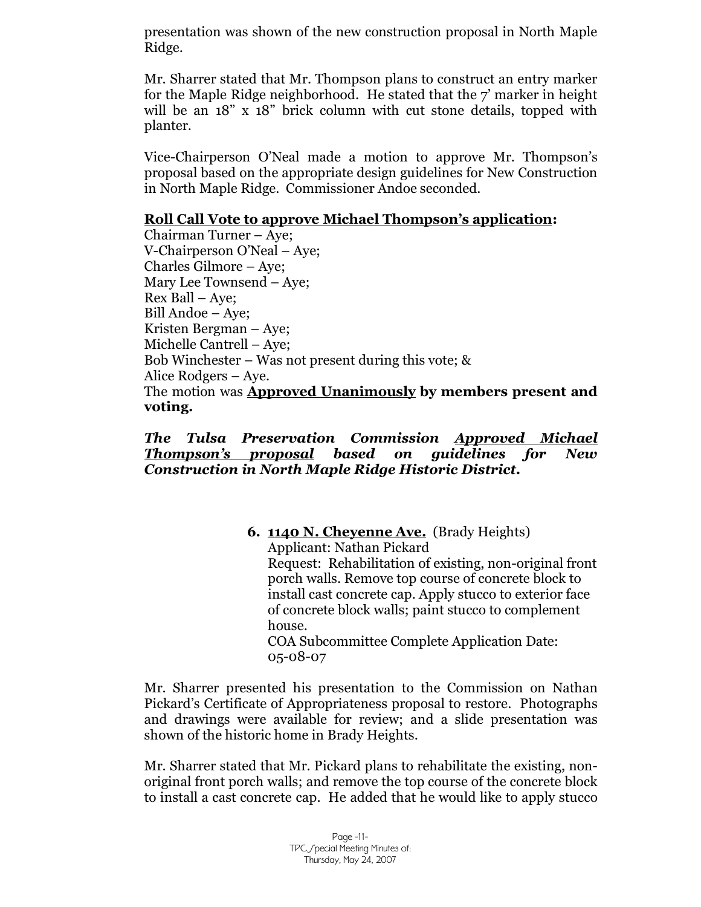presentation was shown of the new construction proposal in North Maple Ridge.

Mr. Sharrer stated that Mr. Thompson plans to construct an entry marker for the Maple Ridge neighborhood. He stated that the 7' marker in height will be an 18" x 18" brick column with cut stone details, topped with planter.

Vice-Chairperson O'Neal made a motion to approve Mr. Thompson's proposal based on the appropriate design guidelines for New Construction in North Maple Ridge. Commissioner Andoe seconded.

**Roll Call Vote to approve Michael Thompson's application:**

Chairman Turner – Aye;
V-Chairperson O'Neal – Aye;
Charles Gilmore – Aye;
Mary Lee Townsend – Aye;
Rex Ball – Aye;
Bill Andoe – Aye;
Kristen Bergman – Aye;
Michelle Cantrell – Aye;
Bob Winchester – Was not present during this vote; &
Alice Rodgers – Aye.
The motion was **Approved Unanimously by members present and voting.**

***The Tulsa Preservation Commission Approved Michael Thompson's proposal based on guidelines for New Construction in North Maple Ridge Historic District.***

6. **1140 N. Cheyenne Ave.** (Brady Heights)
   Applicant: Nathan Pickard
   Request: Rehabilitation of existing, non-original front porch walls. Remove top course of concrete block to install cast concrete cap. Apply stucco to exterior face of concrete block walls; paint stucco to complement house.
   COA Subcommittee Complete Application Date: 05-08-07

Mr. Sharrer presented his presentation to the Commission on Nathan Pickard's Certificate of Appropriateness proposal to restore. Photographs and drawings were available for review; and a slide presentation was shown of the historic home in Brady Heights.

Mr. Sharrer stated that Mr. Pickard plans to rehabilitate the existing, non-original front porch walls; and remove the top of the concrete block to install a cast concrete cap. He added that he would like to apply stucco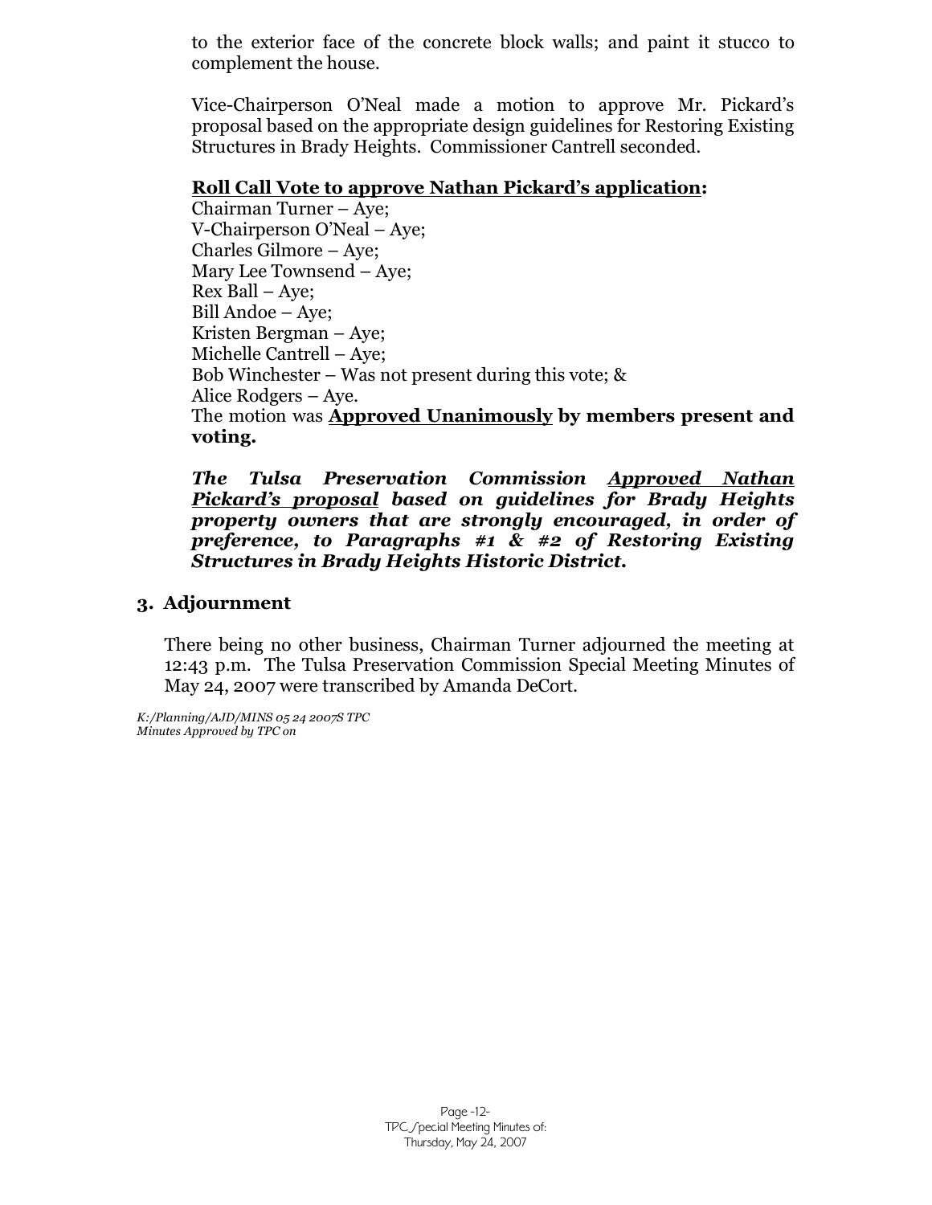to the exterior face of the concrete block walls; and paint it stucco to complement the house.

Vice-Chairperson O'Neal made a motion to approve Mr. Pickard's proposal based on the appropriate design guidelines for Restoring Existing Structures in Brady Heights. Commissioner Cantrell seconded.

**Roll Call Vote to approve Nathan Pickard's application:**

Chairman Turner – Aye;
V-Chairperson O'Neal – Aye;
Charles Gilmore – Aye;
Mary Lee Townsend – Aye;
Rex Ball – Aye;
Bill Andoe – Aye;
Kristen Bergman – Aye;
Michelle Cantrell – Aye;
Bob Winchester – Was not present during this vote; &
Alice Rodgers – Aye.

The motion was **Approved Unanimously by members present and voting.**

***The Tulsa Preservation Commission Approved Nathan Pickard's proposal based on guidelines for Brady Heights property owners that are strongly encouraged, in order of preference, to Paragraphs #1 & #2 of Restoring Existing Structures in Brady Heights Historic District.***

### 3. Adjournment

There being no other business, Chairman Turner adjourned the meeting at 12:43 p.m. The Tulsa Preservation Commission Special Meeting Minutes of May 24, 2007 were transcribed by Amanda DeCort.

*K:/Planning/AJD/MINS 05 24 2007S TPC*
*Minutes Approved by TPC on*